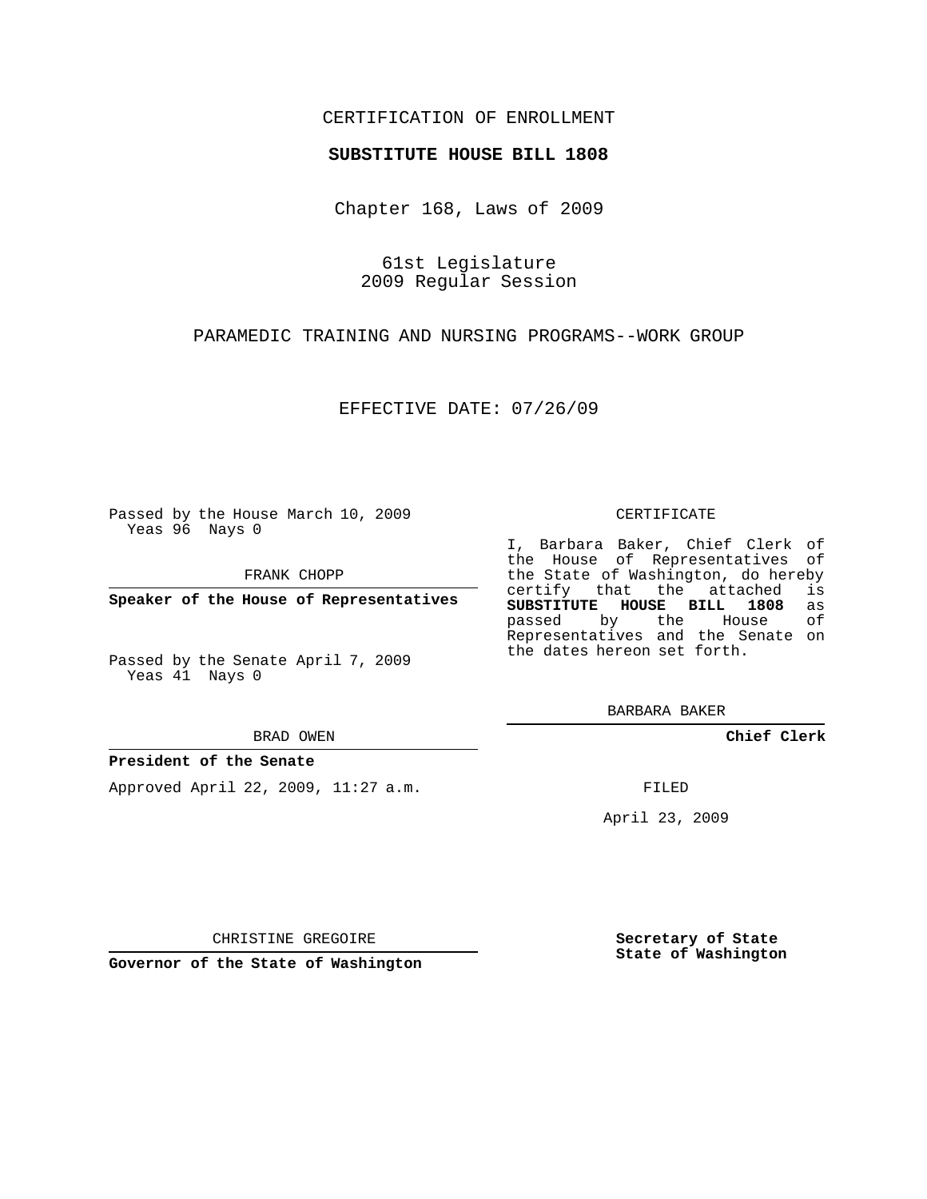CERTIFICATION OF ENROLLMENT

**SUBSTITUTE HOUSE BILL 1808**

Chapter 168, Laws of 2009

61st Legislature
2009 Regular Session

PARAMEDIC TRAINING AND NURSING PROGRAMS--WORK GROUP

EFFECTIVE DATE: 07/26/09

Passed by the House March 10, 2009
Yeas 96 Nays 0

FRANK CHOPP

**Speaker of the House of Representatives**

Passed by the Senate April 7, 2009
Yeas 41 Nays 0

BRAD OWEN

**President of the Senate**

Approved April 22, 2009, 11:27 a.m.

CHRISTINE GREGOIRE

**Governor of the State of Washington**

CERTIFICATE

I, Barbara Baker, Chief Clerk of the House of Representatives of the State of Washington, do hereby certify that the attached is **SUBSTITUTE HOUSE BILL 1808** as passed by the House of Representatives and the Senate on the dates hereon set forth.

BARBARA BAKER

**Chief Clerk**

FILED

April 23, 2009

**Secretary of State**
**State of Washington**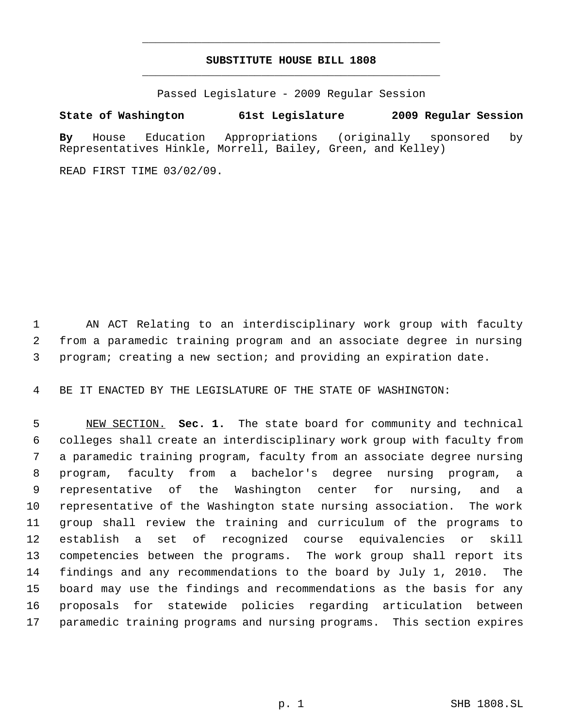# SUBSTITUTE HOUSE BILL 1808

Passed Legislature - 2009 Regular Session

**State of Washington 61st Legislature 2009 Regular Session**

**By** House Education Appropriations (originally sponsored by Representatives Hinkle, Morrell, Bailey, Green, and Kelley)

READ FIRST TIME 03/02/09.

1 AN ACT Relating to an interdisciplinary work group with faculty
2 from a paramedic training program and an associate degree in nursing
3 program; creating a new section; and providing an expiration date.

4 BE IT ENACTED BY THE LEGISLATURE OF THE STATE OF WASHINGTON:

5 NEW SECTION. **Sec. 1.** The state board for community and technical
6 colleges shall create an interdisciplinary work group with faculty from
7 a paramedic training program, faculty from an associate degree nursing
8 program, faculty from a bachelor's degree nursing program, a
9 representative of the Washington center for nursing, and a
10 representative of the Washington state nursing association. The work
11 group shall review the training and curriculum of the programs to
12 establish a set of recognized course equivalencies or skill
13 competencies between the programs. The work group shall report its
14 findings and any recommendations to the board by July 1, 2010. The
15 board may use the findings and recommendations as the basis for any
16 proposals for statewide policies regarding articulation between
17 paramedic training programs and nursing programs. This section expires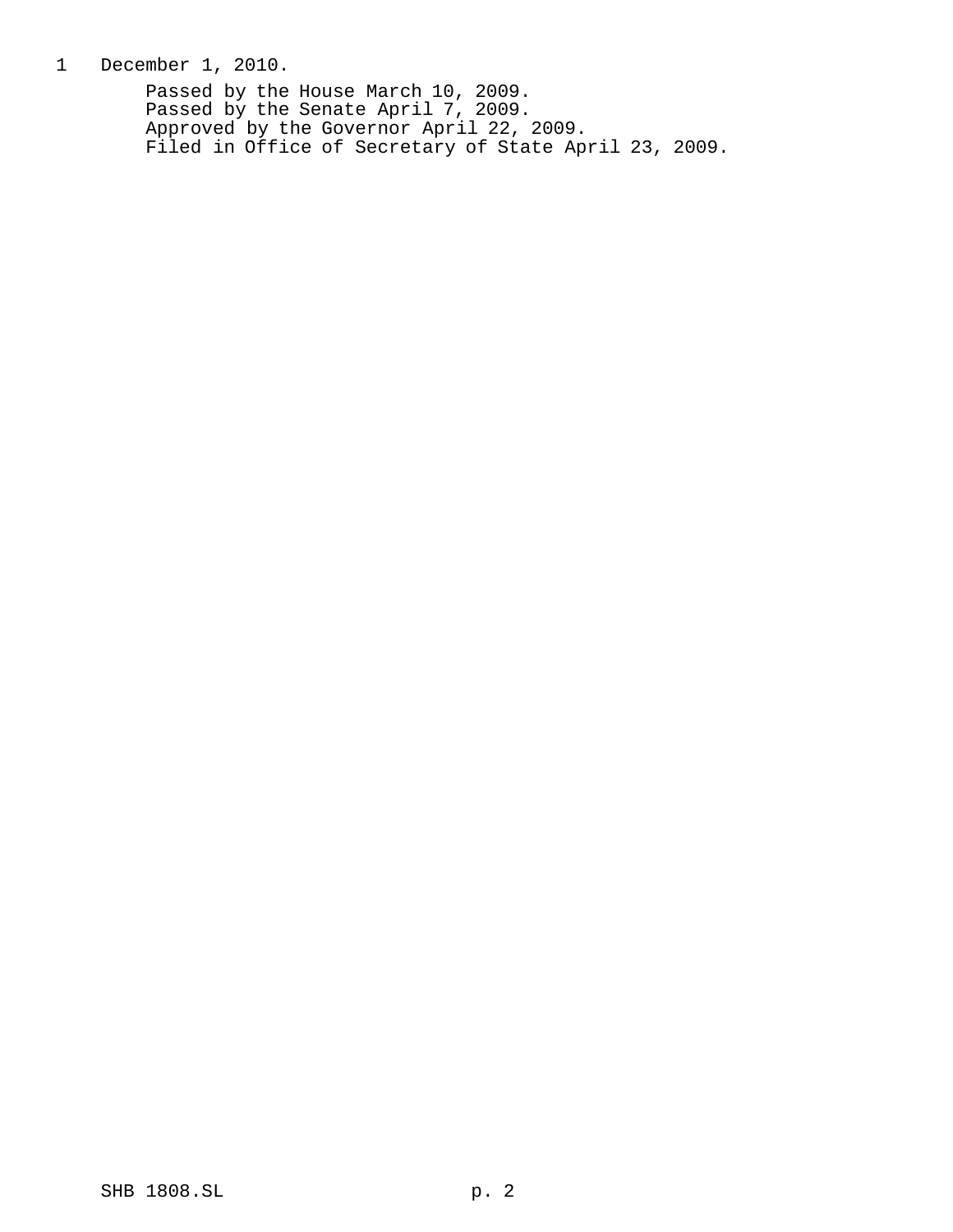December 1, 2010.

Passed by the House March 10, 2009.
Passed by the Senate April 7, 2009.
Approved by the Governor April 22, 2009.
Filed in Office of Secretary of State April 23, 2009.